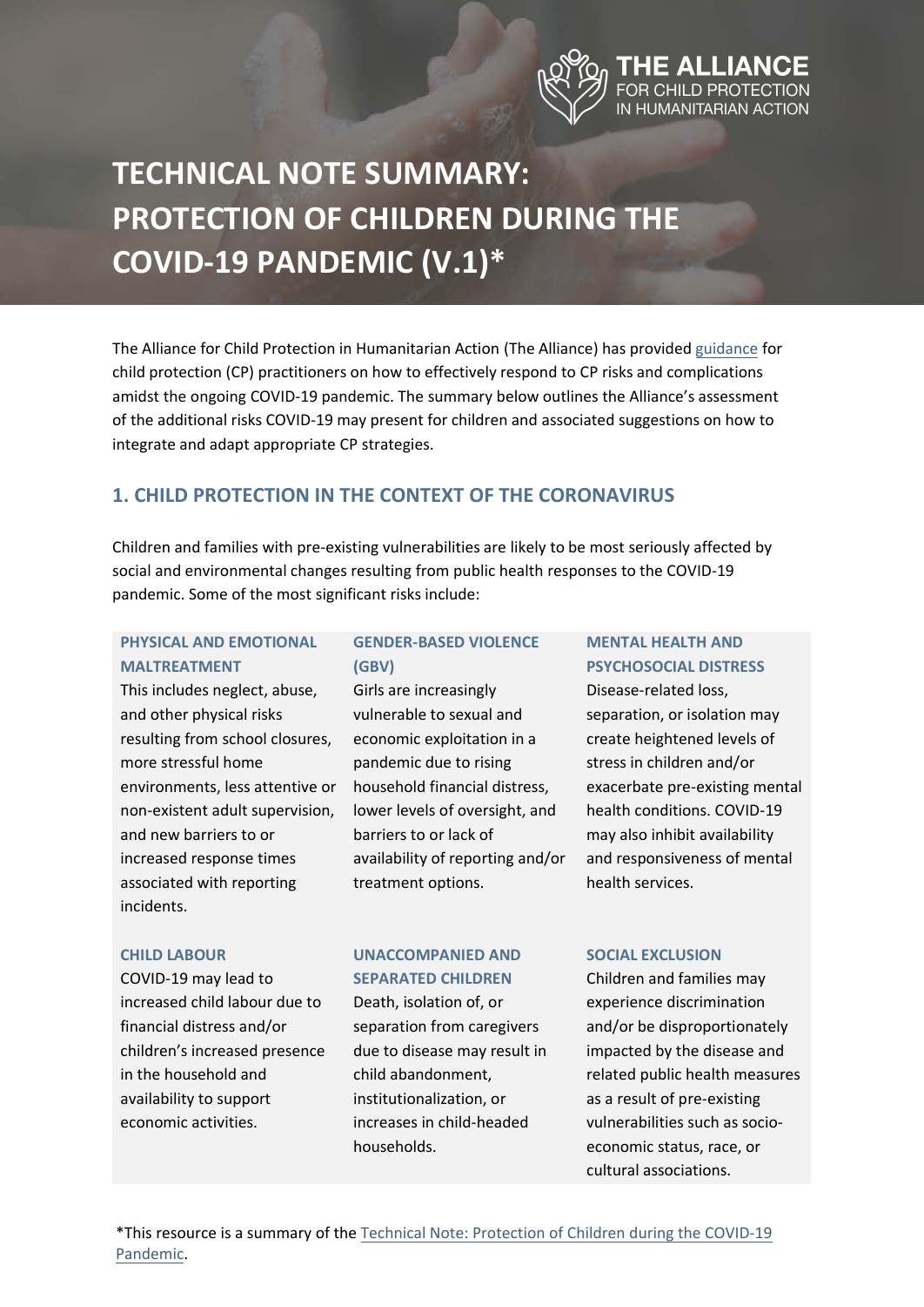THE ALLIANCE FOR CHILD PROTECTION IN HUMANITARIAN ACTION

# TECHNICAL NOTE SUMMARY: PROTECTION OF CHILDREN DURING THE COVID-19 PANDEMIC (V.1)*

The Alliance for Child Protection in Humanitarian Action (The Alliance) has provided guidance for child protection (CP) practitioners on how to effectively respond to CP risks and complications amidst the ongoing COVID-19 pandemic. The summary below outlines the Alliance's assessment of the additional risks COVID-19 may present for children and associated suggestions on how to integrate and adapt appropriate CP strategies.

## 1. CHILD PROTECTION IN THE CONTEXT OF THE CORONAVIRUS

Children and families with pre-existing vulnerabilities are likely to be most seriously affected by social and environmental changes resulting from public health responses to the COVID-19 pandemic. Some of the most significant risks include:

**PHYSICAL AND EMOTIONAL MALTREATMENT**
This includes neglect, abuse, and other physical risks resulting from school closures, more stressful home environments, less attentive or non-existent adult supervision, and new barriers to or increased response times associated with reporting incidents.

**GENDER-BASED VIOLENCE (GBV)**
Girls are increasingly vulnerable to sexual and economic exploitation in a pandemic due to rising household financial distress, lower levels of oversight, and barriers to or lack of availability of reporting and/or treatment options.

**MENTAL HEALTH AND PSYCHOSOCIAL DISTRESS**
Disease-related loss, separation, or isolation may create heightened levels of stress in children and/or exacerbate pre-existing mental health conditions. COVID-19 may also inhibit availability and responsiveness of mental health services.

**CHILD LABOUR**
COVID-19 may lead to increased child labour due to financial distress and/or children's increased presence in the household and availability to support economic activities.

**UNACCOMPANIED AND SEPARATED CHILDREN**
Death, isolation of, or separation from caregivers due to disease may result in child abandonment, institutionalization, or increases in child-headed households.

**SOCIAL EXCLUSION**
Children and families may experience discrimination and/or be disproportionately impacted by the disease and related public health measures as a result of pre-existing vulnerabilities such as socio-economic status, race, or cultural associations.

*This resource is a summary of the Technical Note: Protection of Children during the COVID-19 Pandemic.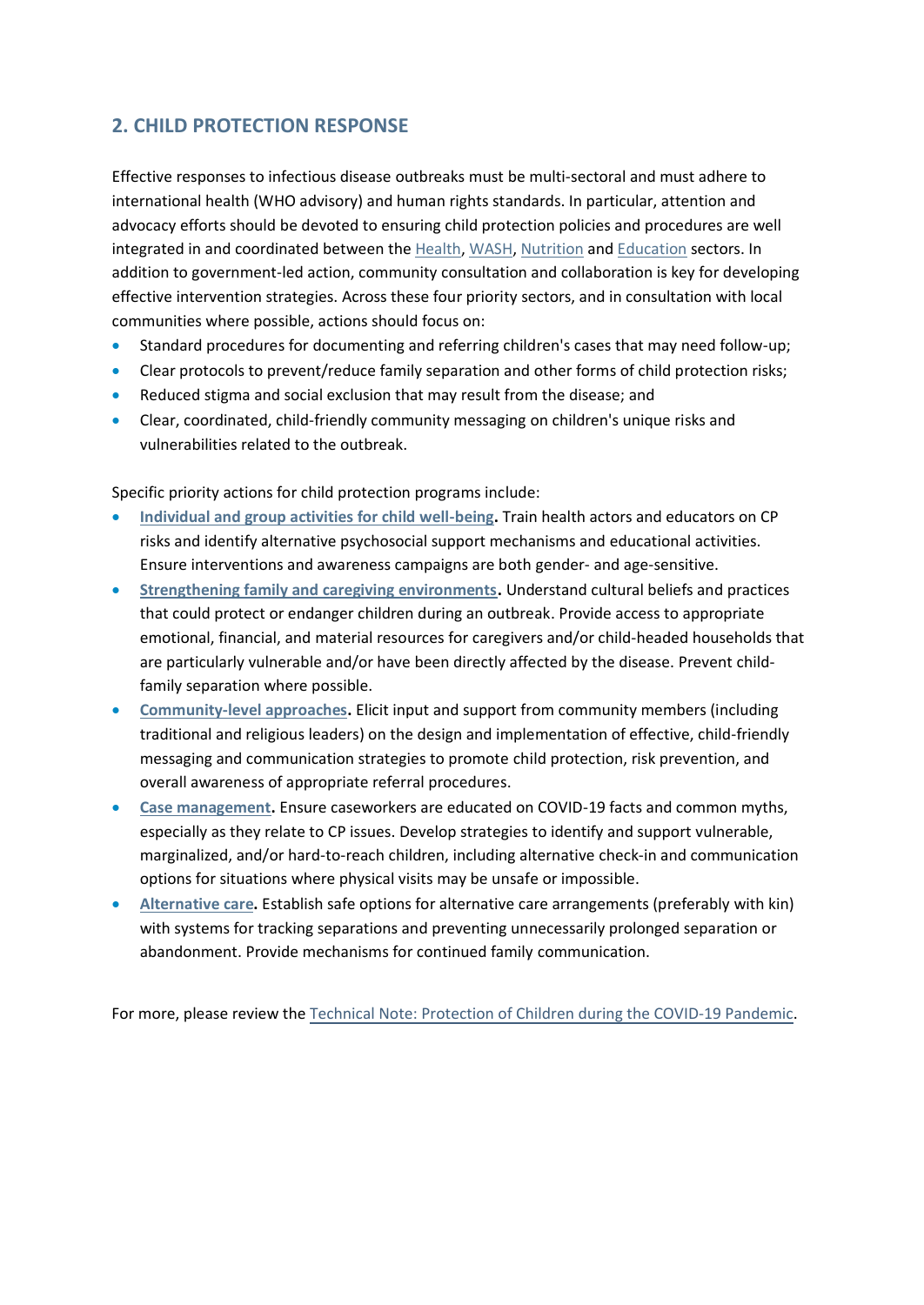## 2. CHILD PROTECTION RESPONSE

Effective responses to infectious disease outbreaks must be multi-sectoral and must adhere to international health (WHO advisory) and human rights standards. In particular, attention and advocacy efforts should be devoted to ensuring child protection policies and procedures are well integrated in and coordinated between the Health, WASH, Nutrition and Education sectors. In addition to government-led action, community consultation and collaboration is key for developing effective intervention strategies. Across these four priority sectors, and in consultation with local communities where possible, actions should focus on:

- Standard procedures for documenting and referring children's cases that may need follow-up;
- Clear protocols to prevent/reduce family separation and other forms of child protection risks;
- Reduced stigma and social exclusion that may result from the disease; and
- Clear, coordinated, child-friendly community messaging on children's unique risks and vulnerabilities related to the outbreak.

Specific priority actions for child protection programs include:

- **Individual and group activities for child well-being.** Train health actors and educators on CP risks and identify alternative psychosocial support mechanisms and educational activities. Ensure interventions and awareness campaigns are both gender- and age-sensitive.
- **Strengthening family and caregiving environments.** Understand cultural beliefs and practices that could protect or endanger children during an outbreak. Provide access to appropriate emotional, financial, and material resources for caregivers and/or child-headed households that are particularly vulnerable and/or have been directly affected by the disease. Prevent child-family separation where possible.
- **Community-level approaches.** Elicit input and support from community members (including traditional and religious leaders) on the design and implementation of effective, child-friendly messaging and communication strategies to promote child protection, risk prevention, and overall awareness of appropriate referral procedures.
- **Case management.** Ensure caseworkers are educated on COVID-19 facts and common myths, especially as they relate to CP issues. Develop strategies to identify and support vulnerable, marginalized, and/or hard-to-reach children, including alternative check-in and communication options for situations where physical visits may be unsafe or impossible.
- **Alternative care.** Establish safe options for alternative care arrangements (preferably with kin) with systems for tracking separations and preventing unnecessarily prolonged separation or abandonment. Provide mechanisms for continued family communication.

For more, please review the Technical Note: Protection of Children during the COVID-19 Pandemic.